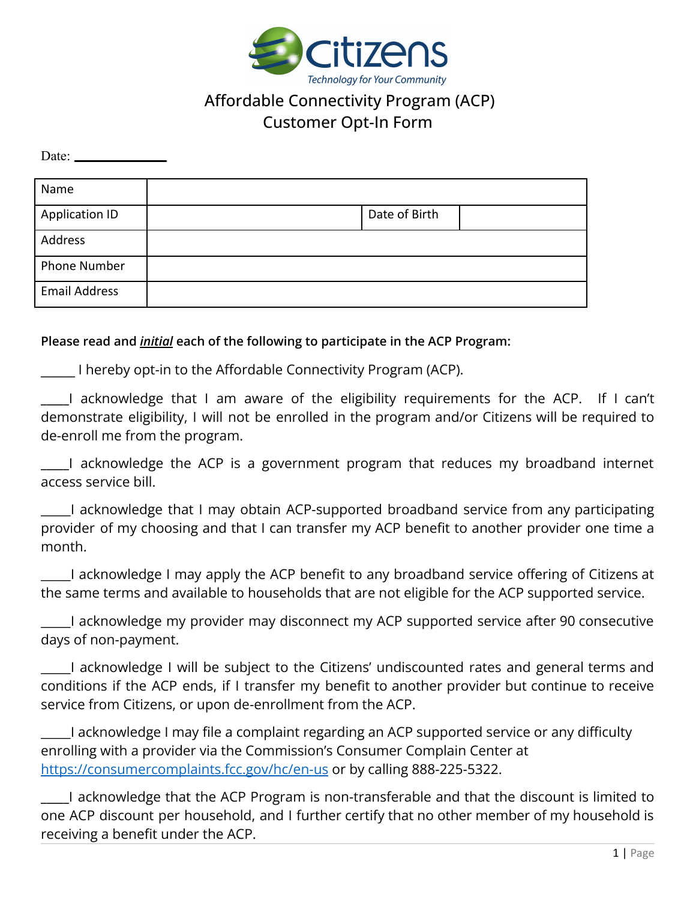Citizens

Technology for Your Community

# Affordable Connectivity Program (ACP)
## Customer Opt-In Form

Date: ______________

| Name | | | |
|---|---|---|---|
| Application ID | | Date of Birth | |
| Address | | | |
| Phone Number | | | |
| Email Address | | | |

**Please read and *initial* each of the following to participate in the ACP Program:**

______ I hereby opt-in to the Affordable Connectivity Program (ACP).

_____I acknowledge that I am aware of the eligibility requirements for the ACP. If I can't demonstrate eligibility, I will not be enrolled in the program and/or Citizens will be required to de-enroll me from the program.

_____I acknowledge the ACP is a government program that reduces my broadband internet access service bill.

_____I acknowledge that I may obtain ACP-supported broadband service from any participating provider of my choosing and that I can transfer my ACP benefit to another provider one time a month.

_____I acknowledge I may apply the ACP benefit to any broadband service offering of Citizens at the same terms and available to households that are not eligible for the ACP supported service.

_____I acknowledge my provider may disconnect my ACP supported service after 90 consecutive days of non-payment.

_____I acknowledge I will be subject to the Citizens' undiscounted rates and general terms and conditions if the ACP ends, if I transfer my benefit to another provider but continue to receive service from Citizens, or upon de-enrollment from the ACP.

_____I acknowledge I may file a complaint regarding an ACP supported service or any difficulty enrolling with a provider via the Commission's Consumer Complain Center at https://consumercomplaints.fcc.gov/hc/en-us or by calling 888-225-5322.

_____I acknowledge that the ACP Program is non-transferable and that the discount is limited to one ACP discount per household, and I further certify that no other member of my household is receiving a benefit under the ACP.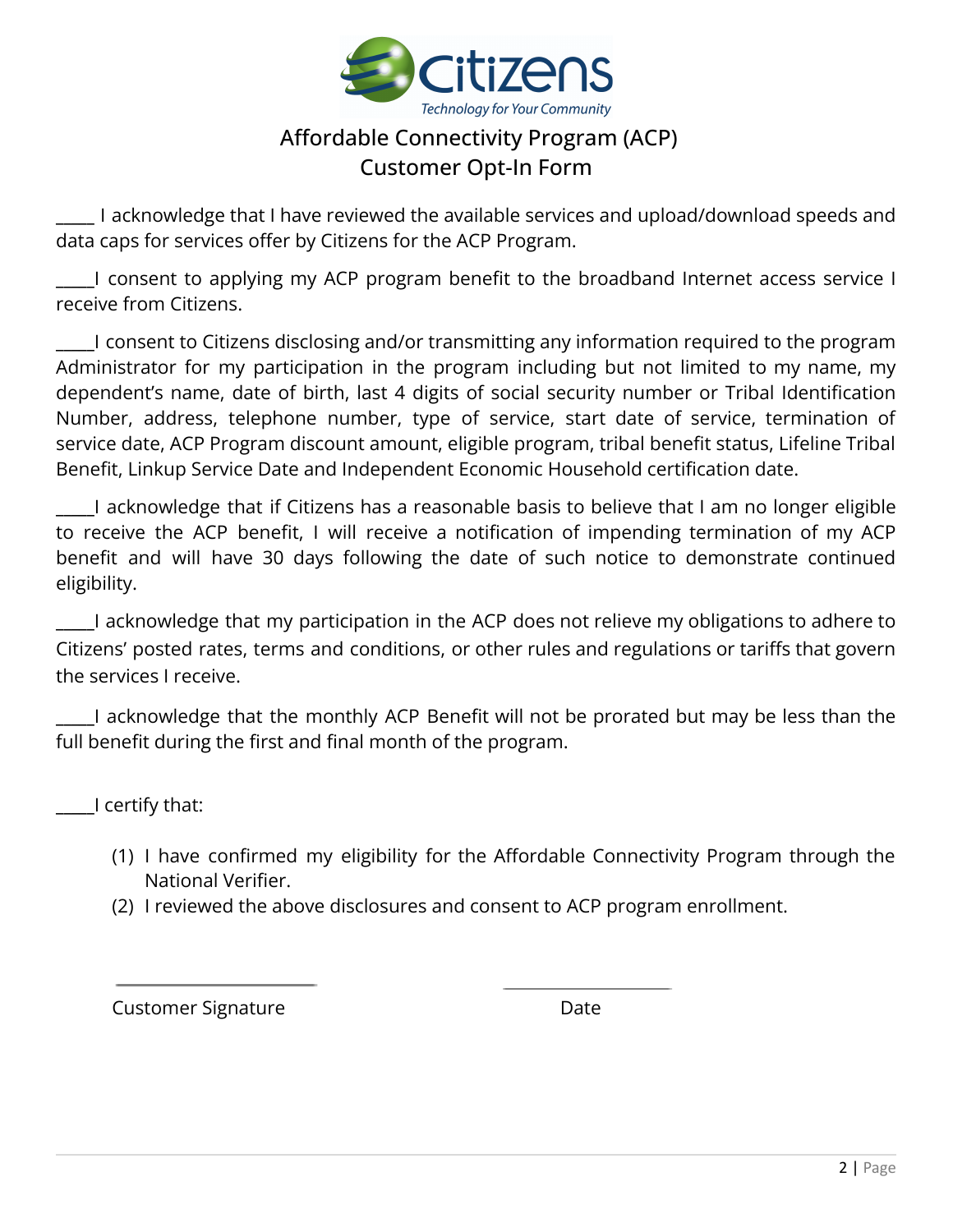Citizens

Technology for Your Community

# Affordable Connectivity Program (ACP)
## Customer Opt-In Form

_____ I acknowledge that I have reviewed the available services and upload/download speeds and data caps for services offer by Citizens for the ACP Program.

_____I consent to applying my ACP program benefit to the broadband Internet access service I receive from Citizens.

_____I consent to Citizens disclosing and/or transmitting any information required to the program Administrator for my participation in the program including but not limited to my name, my dependent's name, date of birth, last 4 digits of social security number or Tribal Identification Number, address, telephone number, type of service, start date of service, termination of service date, ACP Program discount amount, eligible program, tribal benefit status, Lifeline Tribal Benefit, Linkup Service Date and Independent Economic Household certification date.

_____I acknowledge that if Citizens has a reasonable basis to believe that I am no longer eligible to receive the ACP benefit, I will receive a notification of impending termination of my ACP benefit and will have 30 days following the date of such notice to demonstrate continued eligibility.

_____I acknowledge that my participation in the ACP does not relieve my obligations to adhere to Citizens' posted rates, terms and conditions, or other rules and regulations or tariffs that govern the services I receive.

_____I acknowledge that the monthly ACP Benefit will not be prorated but may be less than the full benefit during the first and final month of the program.

_____I certify that:

(1) I have confirmed my eligibility for the Affordable Connectivity Program through the National Verifier.
(2) I reviewed the above disclosures and consent to ACP program enrollment.

______________________ ______________________

Customer Signature Date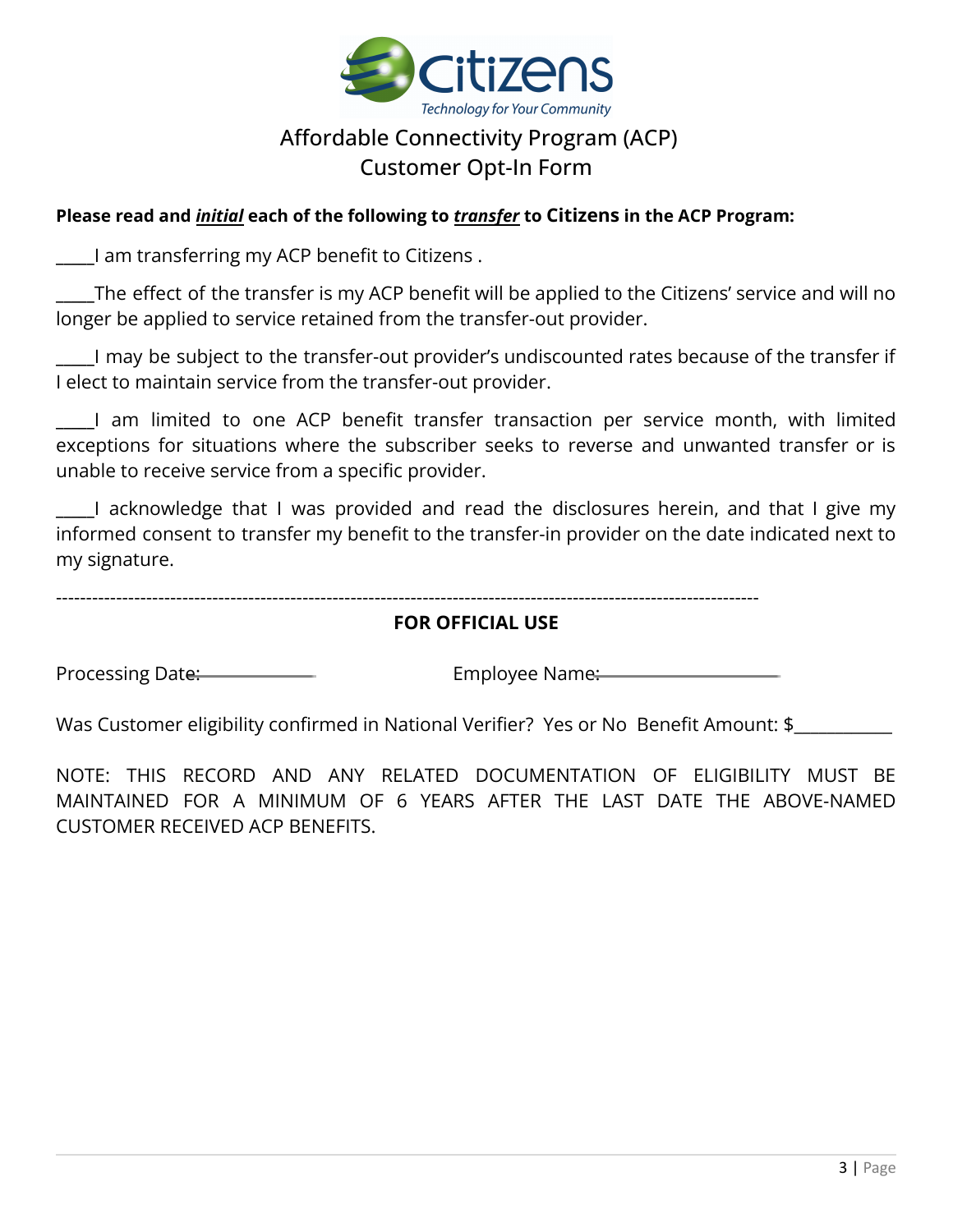# Affordable Connectivity Program (ACP)
# Customer Opt-In Form

**Please read and *initial* each of the following to *transfer* to Citizens in the ACP Program:**

____I am transferring my ACP benefit to Citizens .

____The effect of the transfer is my ACP benefit will be applied to the Citizens' service and will no longer be applied to service retained from the transfer-out provider.

____I may be subject to the transfer-out provider's undiscounted rates because of the transfer if I elect to maintain service from the transfer-out provider.

____I am limited to one ACP benefit transfer transaction per service month, with limited exceptions for situations where the subscriber seeks to reverse and unwanted transfer or is unable to receive service from a specific provider.

____I acknowledge that I was provided and read the disclosures herein, and that I give my informed consent to transfer my benefit to the transfer-in provider on the date indicated next to my signature.

---

**FOR OFFICIAL USE**

Processing Date: ______________ Employee Name: ____________________

Was Customer eligibility confirmed in National Verifier? Yes or No Benefit Amount: $___________

NOTE: THIS RECORD AND ANY RELATED DOCUMENTATION OF ELIGIBILITY MUST BE MAINTAINED FOR A MINIMUM OF 6 YEARS AFTER THE LAST DATE THE ABOVE-NAMED CUSTOMER RECEIVED ACP BENEFITS.